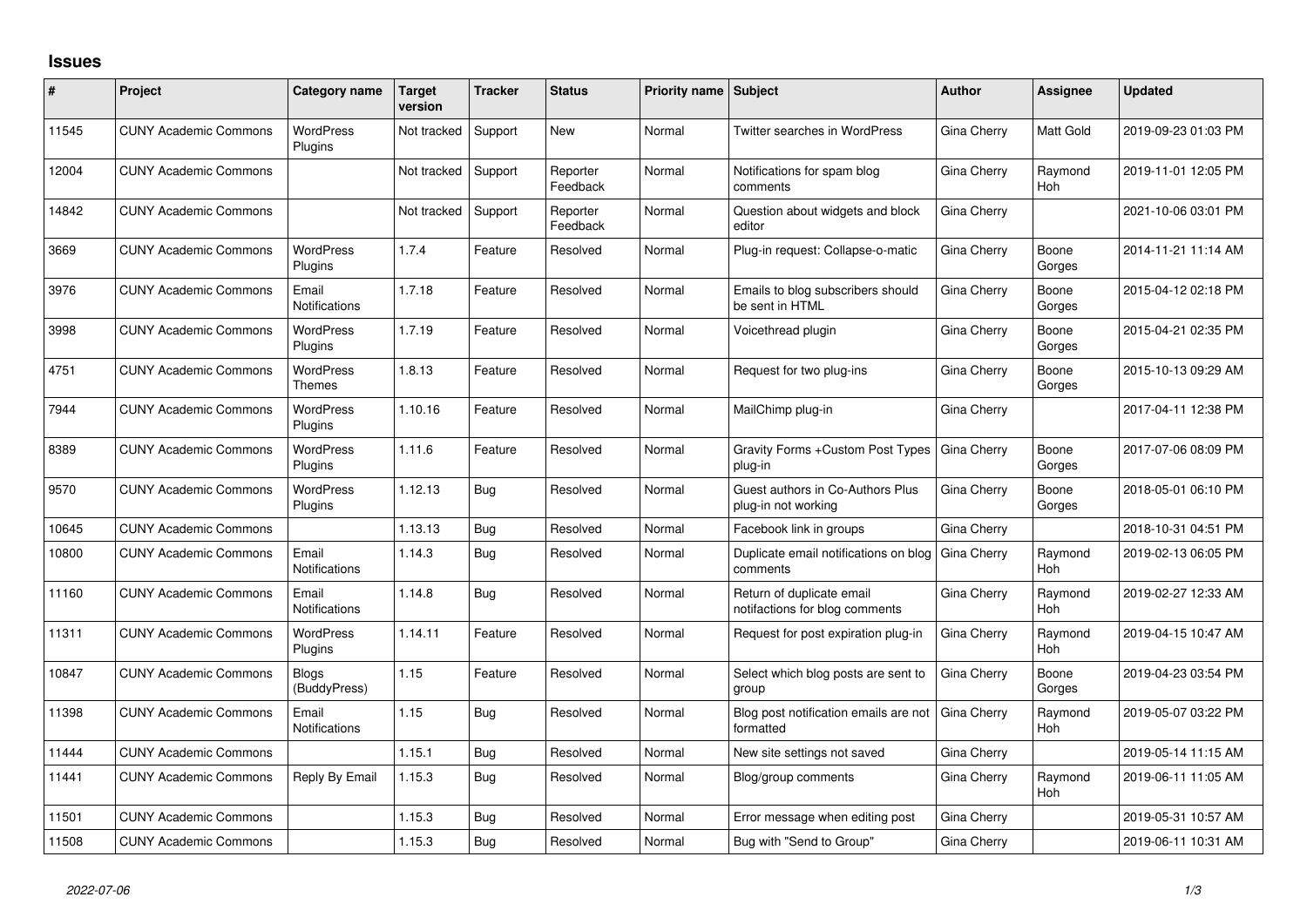# Issues

| # | Project | Category name | Target version | Tracker | Status | Priority name | Subject | Author | Assignee | Updated |
|---|---|---|---|---|---|---|---|---|---|---|
| 11545 | CUNY Academic Commons | WordPress Plugins | Not tracked | Support | New | Normal | Twitter searches in WordPress | Gina Cherry | Matt Gold | 2019-09-23 01:03 PM |
| 12004 | CUNY Academic Commons | | Not tracked | Support | Reporter Feedback | Normal | Notifications for spam blog comments | Gina Cherry | Raymond Hoh | 2019-11-01 12:05 PM |
| 14842 | CUNY Academic Commons | | Not tracked | Support | Reporter Feedback | Normal | Question about widgets and block editor | Gina Cherry | | 2021-10-06 03:01 PM |
| 3669 | CUNY Academic Commons | WordPress Plugins | 1.7.4 | Feature | Resolved | Normal | Plug-in request: Collapse-o-matic | Gina Cherry | Boone Gorges | 2014-11-21 11:14 AM |
| 3976 | CUNY Academic Commons | Email Notifications | 1.7.18 | Feature | Resolved | Normal | Emails to blog subscribers should be sent in HTML | Gina Cherry | Boone Gorges | 2015-04-12 02:18 PM |
| 3998 | CUNY Academic Commons | WordPress Plugins | 1.7.19 | Feature | Resolved | Normal | Voicethread plugin | Gina Cherry | Boone Gorges | 2015-04-21 02:35 PM |
| 4751 | CUNY Academic Commons | WordPress Themes | 1.8.13 | Feature | Resolved | Normal | Request for two plug-ins | Gina Cherry | Boone Gorges | 2015-10-13 09:29 AM |
| 7944 | CUNY Academic Commons | WordPress Plugins | 1.10.16 | Feature | Resolved | Normal | MailChimp plug-in | Gina Cherry | | 2017-04-11 12:38 PM |
| 8389 | CUNY Academic Commons | WordPress Plugins | 1.11.6 | Feature | Resolved | Normal | Gravity Forms +Custom Post Types plug-in | Gina Cherry | Boone Gorges | 2017-07-06 08:09 PM |
| 9570 | CUNY Academic Commons | WordPress Plugins | 1.12.13 | Bug | Resolved | Normal | Guest authors in Co-Authors Plus plug-in not working | Gina Cherry | Boone Gorges | 2018-05-01 06:10 PM |
| 10645 | CUNY Academic Commons | | 1.13.13 | Bug | Resolved | Normal | Facebook link in groups | Gina Cherry | | 2018-10-31 04:51 PM |
| 10800 | CUNY Academic Commons | Email Notifications | 1.14.3 | Bug | Resolved | Normal | Duplicate email notifications on blog comments | Gina Cherry | Raymond Hoh | 2019-02-13 06:05 PM |
| 11160 | CUNY Academic Commons | Email Notifications | 1.14.8 | Bug | Resolved | Normal | Return of duplicate email notifactions for blog comments | Gina Cherry | Raymond Hoh | 2019-02-27 12:33 AM |
| 11311 | CUNY Academic Commons | WordPress Plugins | 1.14.11 | Feature | Resolved | Normal | Request for post expiration plug-in | Gina Cherry | Raymond Hoh | 2019-04-15 10:47 AM |
| 10847 | CUNY Academic Commons | Blogs (BuddyPress) | 1.15 | Feature | Resolved | Normal | Select which blog posts are sent to group | Gina Cherry | Boone Gorges | 2019-04-23 03:54 PM |
| 11398 | CUNY Academic Commons | Email Notifications | 1.15 | Bug | Resolved | Normal | Blog post notification emails are not formatted | Gina Cherry | Raymond Hoh | 2019-05-07 03:22 PM |
| 11444 | CUNY Academic Commons | | 1.15.1 | Bug | Resolved | Normal | New site settings not saved | Gina Cherry | | 2019-05-14 11:15 AM |
| 11441 | CUNY Academic Commons | Reply By Email | 1.15.3 | Bug | Resolved | Normal | Blog/group comments | Gina Cherry | Raymond Hoh | 2019-06-11 11:05 AM |
| 11501 | CUNY Academic Commons | | 1.15.3 | Bug | Resolved | Normal | Error message when editing post | Gina Cherry | | 2019-05-31 10:57 AM |
| 11508 | CUNY Academic Commons | | 1.15.3 | Bug | Resolved | Normal | Bug with "Send to Group" | Gina Cherry | | 2019-06-11 10:31 AM |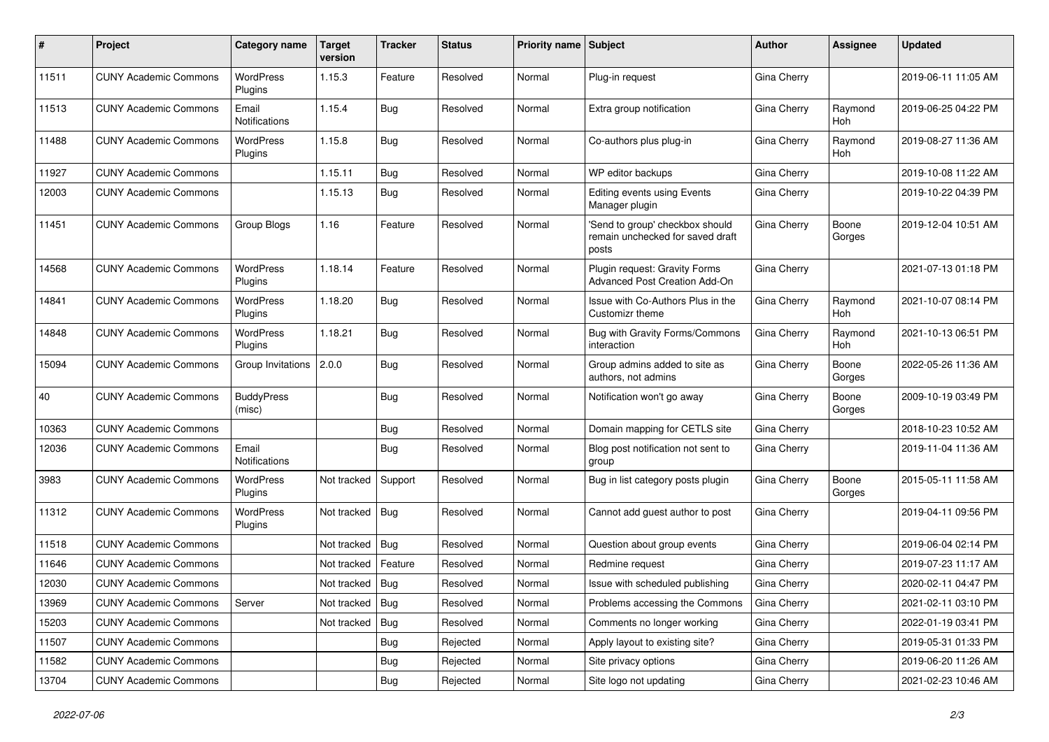| # | Project | Category name | Target version | Tracker | Status | Priority name | Subject | Author | Assignee | Updated |
|---|---|---|---|---|---|---|---|---|---|---|
| 11511 | CUNY Academic Commons | WordPress Plugins | 1.15.3 | Feature | Resolved | Normal | Plug-in request | Gina Cherry | | 2019-06-11 11:05 AM |
| 11513 | CUNY Academic Commons | Email Notifications | 1.15.4 | Bug | Resolved | Normal | Extra group notification | Gina Cherry | Raymond Hoh | 2019-06-25 04:22 PM |
| 11488 | CUNY Academic Commons | WordPress Plugins | 1.15.8 | Bug | Resolved | Normal | Co-authors plus plug-in | Gina Cherry | Raymond Hoh | 2019-08-27 11:36 AM |
| 11927 | CUNY Academic Commons | | 1.15.11 | Bug | Resolved | Normal | WP editor backups | Gina Cherry | | 2019-10-08 11:22 AM |
| 12003 | CUNY Academic Commons | | 1.15.13 | Bug | Resolved | Normal | Editing events using Events Manager plugin | Gina Cherry | | 2019-10-22 04:39 PM |
| 11451 | CUNY Academic Commons | Group Blogs | 1.16 | Feature | Resolved | Normal | 'Send to group' checkbox should remain unchecked for saved draft posts | Gina Cherry | Boone Gorges | 2019-12-04 10:51 AM |
| 14568 | CUNY Academic Commons | WordPress Plugins | 1.18.14 | Feature | Resolved | Normal | Plugin request: Gravity Forms Advanced Post Creation Add-On | Gina Cherry | | 2021-07-13 01:18 PM |
| 14841 | CUNY Academic Commons | WordPress Plugins | 1.18.20 | Bug | Resolved | Normal | Issue with Co-Authors Plus in the Customizr theme | Gina Cherry | Raymond Hoh | 2021-10-07 08:14 PM |
| 14848 | CUNY Academic Commons | WordPress Plugins | 1.18.21 | Bug | Resolved | Normal | Bug with Gravity Forms/Commons interaction | Gina Cherry | Raymond Hoh | 2021-10-13 06:51 PM |
| 15094 | CUNY Academic Commons | Group Invitations | 2.0.0 | Bug | Resolved | Normal | Group admins added to site as authors, not admins | Gina Cherry | Boone Gorges | 2022-05-26 11:36 AM |
| 40 | CUNY Academic Commons | BuddyPress (misc) | | Bug | Resolved | Normal | Notification won't go away | Gina Cherry | Boone Gorges | 2009-10-19 03:49 PM |
| 10363 | CUNY Academic Commons | | | Bug | Resolved | Normal | Domain mapping for CETLS site | Gina Cherry | | 2018-10-23 10:52 AM |
| 12036 | CUNY Academic Commons | Email Notifications | | Bug | Resolved | Normal | Blog post notification not sent to group | Gina Cherry | | 2019-11-04 11:36 AM |
| 3983 | CUNY Academic Commons | WordPress Plugins | Not tracked | Support | Resolved | Normal | Bug in list category posts plugin | Gina Cherry | Boone Gorges | 2015-05-11 11:58 AM |
| 11312 | CUNY Academic Commons | WordPress Plugins | Not tracked | Bug | Resolved | Normal | Cannot add guest author to post | Gina Cherry | | 2019-04-11 09:56 PM |
| 11518 | CUNY Academic Commons | | Not tracked | Bug | Resolved | Normal | Question about group events | Gina Cherry | | 2019-06-04 02:14 PM |
| 11646 | CUNY Academic Commons | | Not tracked | Feature | Resolved | Normal | Redmine request | Gina Cherry | | 2019-07-23 11:17 AM |
| 12030 | CUNY Academic Commons | | Not tracked | Bug | Resolved | Normal | Issue with scheduled publishing | Gina Cherry | | 2020-02-11 04:47 PM |
| 13969 | CUNY Academic Commons | Server | Not tracked | Bug | Resolved | Normal | Problems accessing the Commons | Gina Cherry | | 2021-02-11 03:10 PM |
| 15203 | CUNY Academic Commons | | Not tracked | Bug | Resolved | Normal | Comments no longer working | Gina Cherry | | 2022-01-19 03:41 PM |
| 11507 | CUNY Academic Commons | | | Bug | Rejected | Normal | Apply layout to existing site? | Gina Cherry | | 2019-05-31 01:33 PM |
| 11582 | CUNY Academic Commons | | | Bug | Rejected | Normal | Site privacy options | Gina Cherry | | 2019-06-20 11:26 AM |
| 13704 | CUNY Academic Commons | | | Bug | Rejected | Normal | Site logo not updating | Gina Cherry | | 2021-02-23 10:46 AM |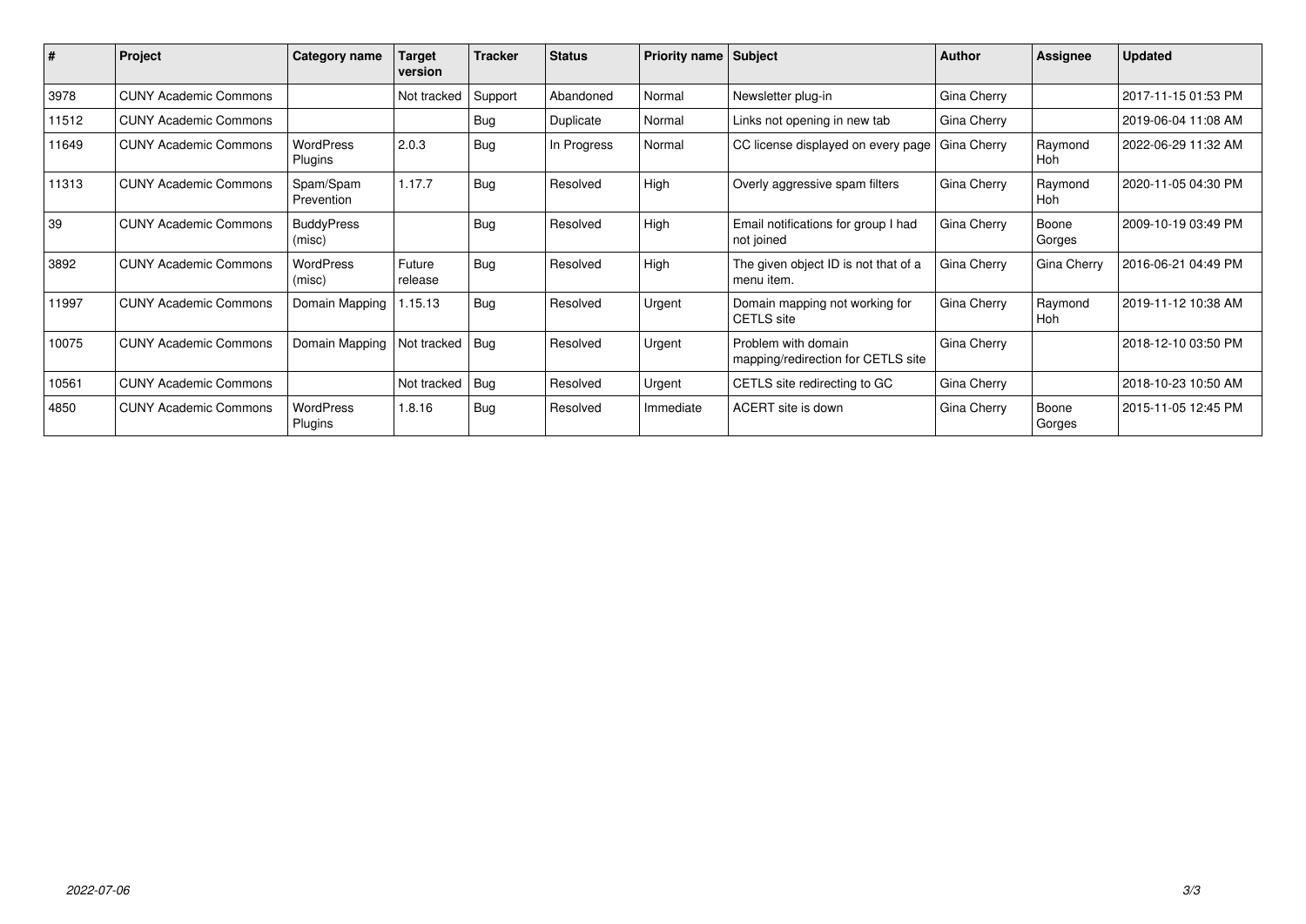| # | Project | Category name | Target version | Tracker | Status | Priority name | Subject | Author | Assignee | Updated |
|---|---|---|---|---|---|---|---|---|---|---|
| 3978 | CUNY Academic Commons | | Not tracked | Support | Abandoned | Normal | Newsletter plug-in | Gina Cherry | | 2017-11-15 01:53 PM |
| 11512 | CUNY Academic Commons | | | Bug | Duplicate | Normal | Links not opening in new tab | Gina Cherry | | 2019-06-04 11:08 AM |
| 11649 | CUNY Academic Commons | WordPress Plugins | 2.0.3 | Bug | In Progress | Normal | CC license displayed on every page | Gina Cherry | Raymond Hoh | 2022-06-29 11:32 AM |
| 11313 | CUNY Academic Commons | Spam/Spam Prevention | 1.17.7 | Bug | Resolved | High | Overly aggressive spam filters | Gina Cherry | Raymond Hoh | 2020-11-05 04:30 PM |
| 39 | CUNY Academic Commons | BuddyPress (misc) | | Bug | Resolved | High | Email notifications for group I had not joined | Gina Cherry | Boone Gorges | 2009-10-19 03:49 PM |
| 3892 | CUNY Academic Commons | WordPress (misc) | Future release | Bug | Resolved | High | The given object ID is not that of a menu item. | Gina Cherry | Gina Cherry | 2016-06-21 04:49 PM |
| 11997 | CUNY Academic Commons | Domain Mapping | 1.15.13 | Bug | Resolved | Urgent | Domain mapping not working for CETLS site | Gina Cherry | Raymond Hoh | 2019-11-12 10:38 AM |
| 10075 | CUNY Academic Commons | Domain Mapping | Not tracked | Bug | Resolved | Urgent | Problem with domain mapping/redirection for CETLS site | Gina Cherry | | 2018-12-10 03:50 PM |
| 10561 | CUNY Academic Commons | | Not tracked | Bug | Resolved | Urgent | CETLS site redirecting to GC | Gina Cherry | | 2018-10-23 10:50 AM |
| 4850 | CUNY Academic Commons | WordPress Plugins | 1.8.16 | Bug | Resolved | Immediate | ACERT site is down | Gina Cherry | Boone Gorges | 2015-11-05 12:45 PM |